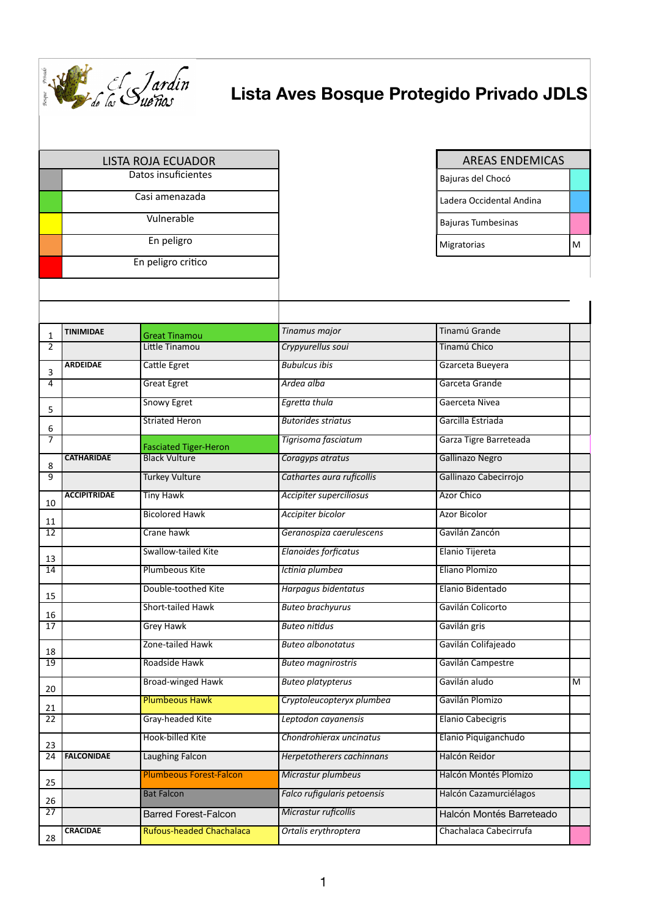# Lista Aves Bosque Protegido Privado JDLS

| LISTA ROJA ECUADOR | |
|---|---|
| (gris) | Datos insuficientes |
| (verde) | Casi amenazada |
| (amarillo) | Vulnerable |
| (naranja) | En peligro |
| (rojo) | En peligro critico |

| AREAS ENDEMICAS | |
|---|---|
| Bajuras del Chocó | (turquesa) |
| Ladera Occidental Andina | (azul) |
| Bajuras Tumbesinas | (rosa) |
| Migratorias | M |

| # | Familia | English | Scientific | Español | |
|---|---|---|---|---|---|
| 1 | TINIMIDAE | Great Tinamou | *Tinamus major* | Tinamú Grande | |
| 2 | | Little Tinamou | *Crypyurellus soui* | Tinamú Chico | |
| 3 | ARDEIDAE | Cattle Egret | *Bubulcus ibis* | Gzarceta Bueyera | |
| 4 | | Great Egret | *Ardea alba* | Garceta Grande | |
| 5 | | Snowy Egret | *Egretta thula* | Gaerceta Nivea | |
| 6 | | Striated Heron | *Butorides striatus* | Garcilla Estriada | |
| 7 | | Fasciated Tiger-Heron | *Tigrisoma fasciatum* | Garza Tigre Barreteada | |
| 8 | CATHARIDAE | Black Vulture | *Coragyps atratus* | Gallinazo Negro | |
| 9 | | Turkey Vulture | *Cathartes aura ruficollis* | Gallinazo Cabecirrojo | |
| 10 | ACCIPITRIDAE | Tiny Hawk | *Accipiter superciliosus* | Azor Chico | |
| 11 | | Bicolored Hawk | *Accipiter bicolor* | Azor Bicolor | |
| 12 | | Crane hawk | *Geranospiza caerulescens* | Gavilán Zancón | |
| 13 | | Swallow-tailed Kite | *Elanoides forficatus* | Elanio Tijereta | |
| 14 | | Plumbeous Kite | *Ictinia plumbea* | Eliano Plomizo | |
| 15 | | Double-toothed Kite | *Harpagus bidentatus* | Elanio Bidentado | |
| 16 | | Short-tailed Hawk | *Buteo brachyurus* | Gavilán Colicorto | |
| 17 | | Grey Hawk | *Buteo nitidus* | Gavilán gris | |
| 18 | | Zone-tailed Hawk | *Buteo albonotatus* | Gavilán Colifajeado | |
| 19 | | Roadside Hawk | *Buteo magnirostris* | Gavilán Campestre | |
| 20 | | Broad-winged Hawk | *Buteo platypterus* | Gavilán aludo | M |
| 21 | | Plumbeous Hawk | *Cryptoleucopteryx plumbea* | Gavilán Plomizo | |
| 22 | | Gray-headed Kite | *Leptodon cayanensis* | Elanio Cabecigris | |
| 23 | | Hook-billed Kite | *Chondrohierax uncinatus* | Elanio Piquiganchudo | |
| 24 | FALCONIDAE | Laughing Falcon | *Herpetotherers cachinnans* | Halcón Reidor | |
| 25 | | Plumbeous Forest-Falcon | *Micrastur plumbeus* | Halcón Montés Plomizo | |
| 26 | | Bat Falcon | *Falco rufigularis petoensis* | Halcón Cazamurciélagos | |
| 27 | | Barred Forest-Falcon | *Micrastur ruficollis* | Halcón Montés Barreteado | |
| 28 | CRACIDAE | Rufous-headed Chachalaca | *Ortalis erythroptera* | Chachalaca Cabecirrufa | |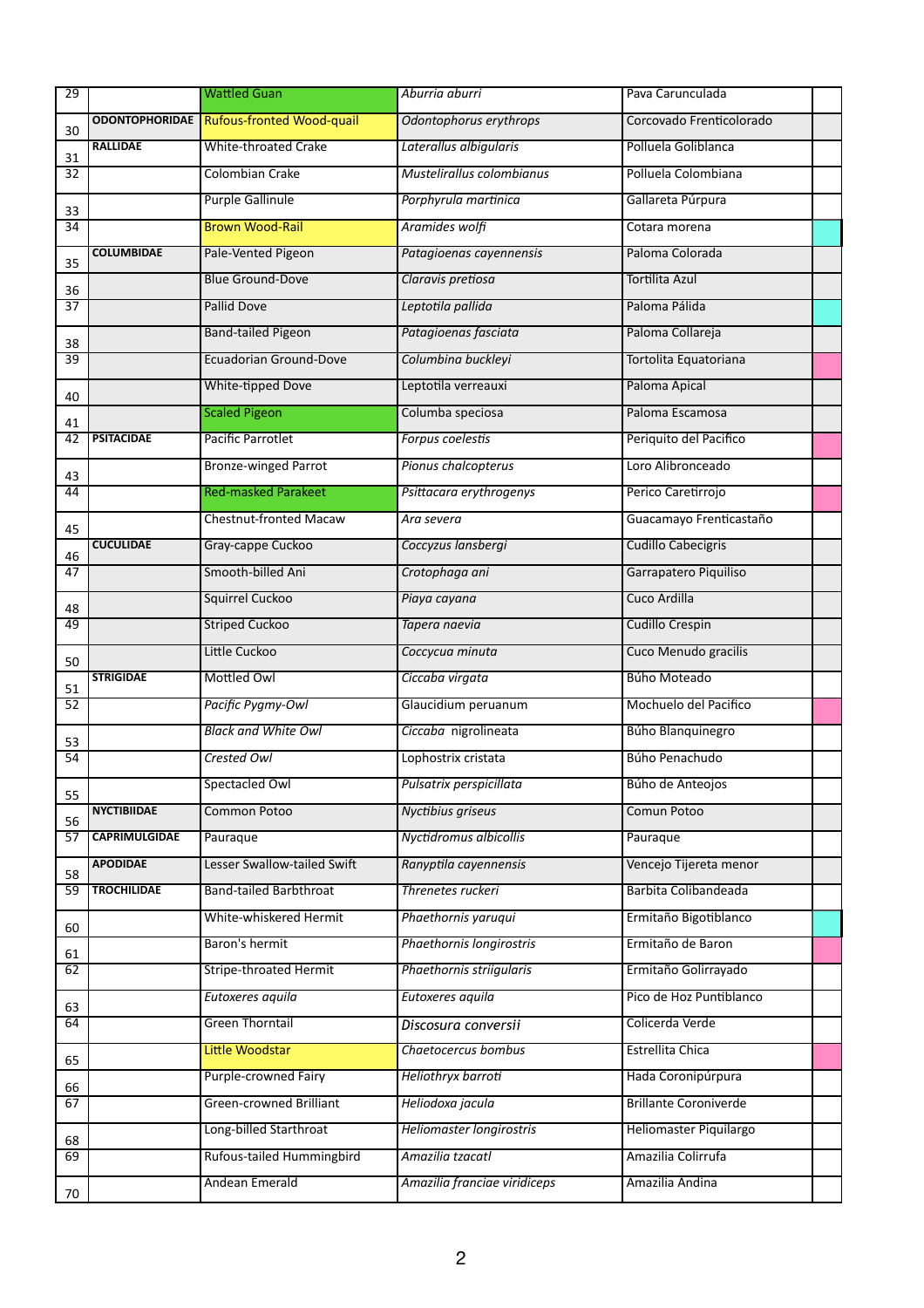| | | | | | |
|---|---|---|---|---|---|
| 29 | | Wattled Guan | *Aburria aburri* | Pava Carunculada | |
| 30 | **ODONTOPHORIDAE** | Rufous-fronted Wood-quail | *Odontophorus erythrops* | Corcovado Frenticolorado | |
| 31 | **RALLIDAE** | White-throated Crake | *Laterallus albigularis* | Polluela Goliblanca | |
| 32 | | Colombian Crake | *Mustelirallus colombianus* | Polluela Colombiana | |
| 33 | | Purple Gallinule | *Porphyrula martinica* | Gallareta Púrpura | |
| 34 | | Brown Wood-Rail | *Aramides wolfi* | Cotara morena | |
| 35 | **COLUMBIDAE** | Pale-Vented Pigeon | *Patagioenas cayennensis* | Paloma Colorada | |
| 36 | | Blue Ground-Dove | *Claravis pretiosa* | Tortilita Azul | |
| 37 | | Pallid Dove | *Leptotila pallida* | Paloma Pálida | |
| 38 | | Band-tailed Pigeon | *Patagioenas fasciata* | Paloma Collareja | |
| 39 | | Ecuadorian Ground-Dove | *Columbina buckleyi* | Tortolita Equatoriana | |
| 40 | | White-tipped Dove | Leptotila verreauxi | Paloma Apical | |
| 41 | | Scaled Pigeon | Columba speciosa | Paloma Escamosa | |
| 42 | **PSITACIDAE** | Pacific Parrotlet | *Forpus coelestis* | Periquito del Pacifico | |
| 43 | | Bronze-winged Parrot | *Pionus chalcopterus* | Loro Alibronceado | |
| 44 | | Red-masked Parakeet | *Psittacara erythrogenys* | Perico Caretirrojo | |
| 45 | | Chestnut-fronted Macaw | *Ara severa* | Guacamayo Frenticastaño | |
| 46 | **CUCULIDAE** | Gray-cappe Cuckoo | *Coccyzus lansbergi* | Cudillo Cabecigris | |
| 47 | | Smooth-billed Ani | *Crotophaga ani* | Garrapatero Piquiliso | |
| 48 | | Squirrel Cuckoo | *Piaya cayana* | Cuco Ardilla | |
| 49 | | Striped Cuckoo | *Tapera naevia* | Cudillo Crespin | |
| 50 | | Little Cuckoo | *Coccycua minuta* | Cuco Menudo gracilis | |
| 51 | **STRIGIDAE** | Mottled Owl | *Ciccaba virgata* | Búho Moteado | |
| 52 | | *Pacific Pygmy-Owl* | Glaucidium peruanum | Mochuelo del Pacifico | |
| 53 | | *Black and White Owl* | *Ciccaba nigrolineata* | Búho Blanquinegro | |
| 54 | | *Crested Owl* | Lophostrix cristata | Búho Penachudo | |
| 55 | | Spectacled Owl | *Pulsatrix perspicillata* | Búho de Anteojos | |
| 56 | **NYCTIBIIDAE** | Common Potoo | *Nyctibius griseus* | Comun Potoo | |
| 57 | **CAPRIMULGIDAE** | Pauraque | *Nyctidromus albicollis* | Pauraque | |
| 58 | **APODIDAE** | Lesser Swallow-tailed Swift | *Ranyptila cayennensis* | Vencejo Tijereta menor | |
| 59 | **TROCHILIDAE** | Band-tailed Barbthroat | *Threnetes ruckeri* | Barbita Colibandeada | |
| 60 | | White-whiskered Hermit | *Phaethornis yaruqui* | Ermitaño Bigotiblanco | |
| 61 | | Baron's hermit | *Phaethornis longirostris* | Ermitaño de Baron | |
| 62 | | Stripe-throated Hermit | *Phaethornis striigularis* | Ermitaño Golirrayado | |
| 63 | | *Eutoxeres aquila* | *Eutoxeres aquila* | Pico de Hoz Puntiblanco | |
| 64 | | Green Thorntail | *Discosura conversii* | Colicerda Verde | |
| 65 | | Little Woodstar | *Chaetocercus bombus* | Estrellita Chica | |
| 66 | | Purple-crowned Fairy | *Heliothryx barroti* | Hada Coronipúrpura | |
| 67 | | Green-crowned Brilliant | *Heliodoxa jacula* | Brillante Coroniverde | |
| 68 | | Long-billed Starthroat | *Heliomaster longirostris* | Heliomaster Piquilargo | |
| 69 | | Rufous-tailed Hummingbird | *Amazilia tzacatl* | Amazilia Colirrufa | |
| 70 | | Andean Emerald | *Amazilia franciae viridiceps* | Amazilia Andina | |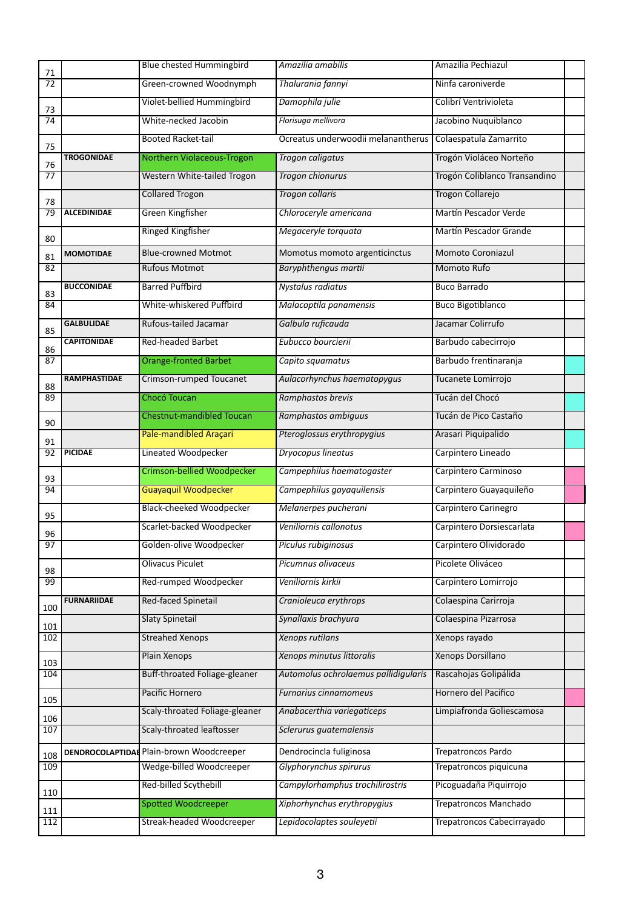| | | | | | |
|---|---|---|---|---|---|
| 71 | | Blue chested Hummingbird | *Amazilia amabilis* | Amazilia Pechiazul | |
| 72 | | Green-crowned Woodnymph | *Thalurania fannyi* | Ninfa caroniverde | |
| 73 | | Violet-bellied Hummingbird | *Damophila julie* | Colibrí Ventrivioleta | |
| 74 | | White-necked Jacobin | *Florisuga mellivora* | Jacobino Nuquiblanco | |
| 75 | | Booted Racket-tail | Ocreatus underwoodii melanantherus | Colaespatula Zamarrito | |
| 76 | **TROGONIDAE** | Northern Violaceous-Trogon | *Trogon caligatus* | Trogón Violáceo Norteño | |
| 77 | | Western White-tailed Trogon | *Trogon chionurus* | Trogón Coliblanco Transandino | |
| 78 | | Collared Trogon | *Trogon collaris* | Trogon Collarejo | |
| 79 | **ALCEDINIDAE** | Green Kingfisher | *Chloroceryle americana* | Martín Pescador Verde | |
| 80 | | Ringed Kingfisher | *Megaceryle torquata* | Martín Pescador Grande | |
| 81 | **MOMOTIDAE** | Blue-crowned Motmot | Momotus momoto argenticinctus | Momoto Coroniazul | |
| 82 | | Rufous Motmot | *Baryphthengus martii* | Momoto Rufo | |
| 83 | **BUCCONIDAE** | Barred Puffbird | *Nystalus radiatus* | Buco Barrado | |
| 84 | | White-whiskered Puffbird | *Malacoptila panamensis* | Buco Bigotiblanco | |
| 85 | **GALBULIDAE** | Rufous-tailed Jacamar | *Galbula ruficauda* | Jacamar Colirrufo | |
| 86 | **CAPITONIDAE** | Red-headed Barbet | *Eubucco bourcierii* | Barbudo cabecirrojo | |
| 87 | | Orange-fronted Barbet | *Capito squamatus* | Barbudo frentinaranja | |
| 88 | **RAMPHASTIDAE** | Crimson-rumped Toucanet | *Aulacorhynchus haematopygus* | Tucanete Lomirrojo | |
| 89 | | Chocó Toucan | *Ramphastos brevis* | Tucán del Chocó | |
| 90 | | Chestnut-mandibled Toucan | *Ramphastos ambiguus* | Tucán de Pico Castaño | |
| 91 | | Pale-mandibled Araçari | *Pteroglossus erythropygius* | Arasari Piquipalido | |
| 92 | **PICIDAE** | Lineated Woodpecker | *Dryocopus lineatus* | Carpintero Lineado | |
| 93 | | Crimson-bellied Woodpecker | *Campephilus haematogaster* | Carpintero Carminoso | |
| 94 | | Guayaquil Woodpecker | *Campephilus gayaquilensis* | Carpintero Guayaquileño | |
| 95 | | Black-cheeked Woodpecker | *Melanerpes pucherani* | Carpintero Carinegro | |
| 96 | | Scarlet-backed Woodpecker | *Veniliornis callonotus* | Carpintero Dorsiescarlata | |
| 97 | | Golden-olive Woodpecker | *Piculus rubiginosus* | Carpintero Olividorado | |
| 98 | | Olivacus Piculet | *Picumnus olivaceus* | Picolete Oliváceo | |
| 99 | | Red-rumped Woodpecker | *Veniliornis kirkii* | Carpintero Lomirrojo | |
| 100 | **FURNARIIDAE** | Red-faced Spinetail | *Cranioleuca erythrops* | Colaespina Carirroja | |
| 101 | | Slaty Spinetail | *Synallaxis brachyura* | Colaespina Pizarrosa | |
| 102 | | Streahed Xenops | *Xenops rutilans* | Xenops rayado | |
| 103 | | Plain Xenops | *Xenops minutus littoralis* | Xenops Dorsillano | |
| 104 | | Buff-throated Foliage-gleaner | *Automolus ochrolaemus pallidigularis* | Rascahojas Golipálida | |
| 105 | | Pacific Hornero | *Furnarius cinnamomeus* | Hornero del Pacifico | |
| 106 | | Scaly-throated Foliage-gleaner | *Anabacerthia variegaticeps* | Limpiafronda Goliescamosa | |
| 107 | | Scaly-throated leaftosser | *Sclerurus guatemalensis* | | |
| 108 | **DENDROCOLAPTIDAE** | Plain-brown Woodcreeper | Dendrocincla fuliginosa | Trepatroncos Pardo | |
| 109 | | Wedge-billed Woodcreeper | *Glyphorynchus spirurus* | Trepatroncos piquicuna | |
| 110 | | Red-billed Scythebill | *Campylorhamphus trochilirostris* | Picoguadaña Piquirrojo | |
| 111 | | Spotted Woodcreeper | *Xiphorhynchus erythropygius* | Trepatroncos Manchado | |
| 112 | | Streak-headed Woodcreeper | *Lepidocolaptes souleyetii* | Trepatroncos Cabecirrayado | |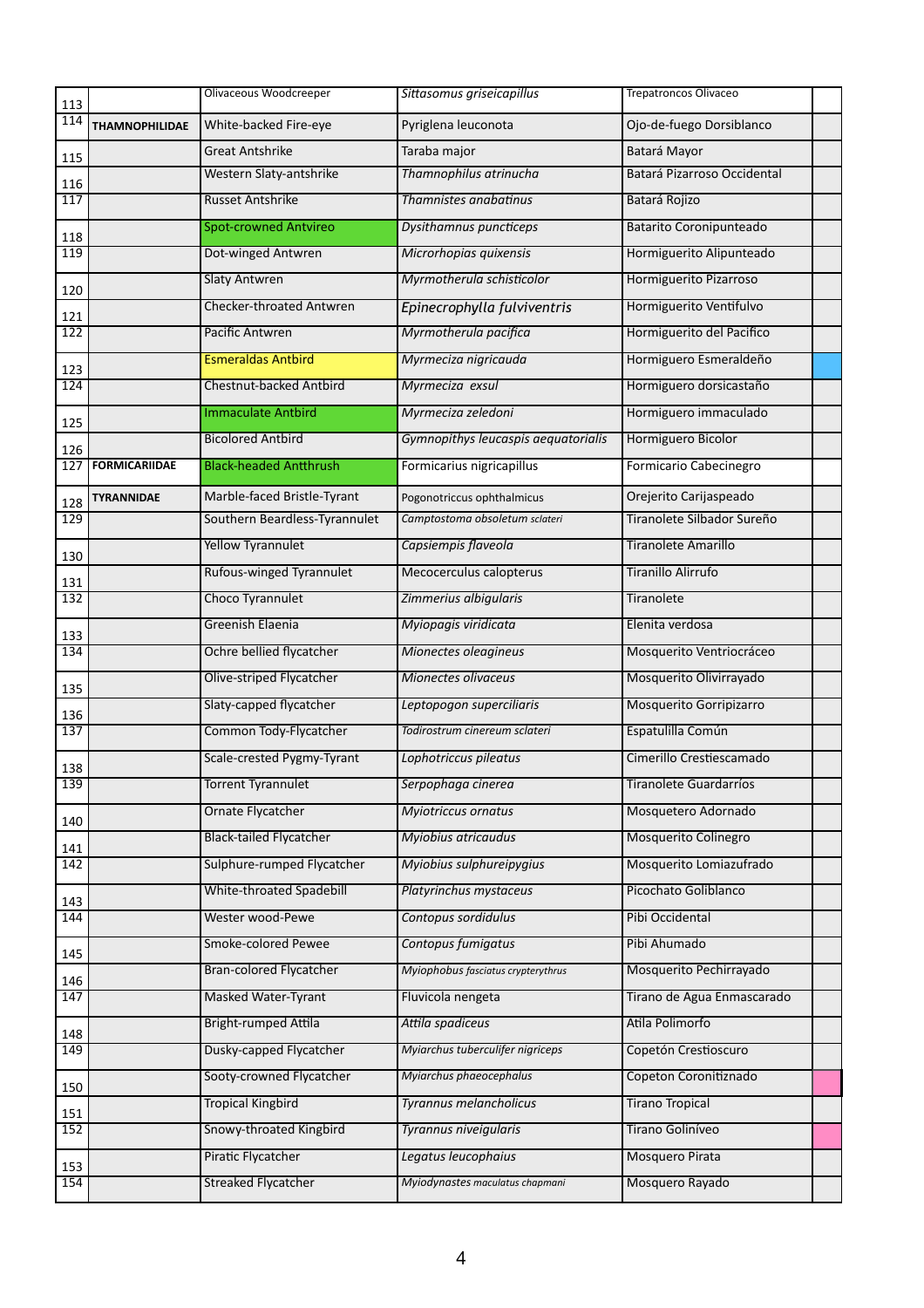| | | | | | |
|---|---|---|---|---|---|
| 113 | | Olivaceous Woodcreeper | *Sittasomus griseicapillus* | Trepatroncos Olivaceo | |
| 114 | **THAMNOPHILIDAE** | White-backed Fire-eye | Pyriglena leuconota | Ojo-de-fuego Dorsiblanco | |
| 115 | | Great Antshrike | Taraba major | Batará Mayor | |
| 116 | | Western Slaty-antshrike | *Thamnophilus atrinucha* | Batará Pizarroso Occidental | |
| 117 | | Russet Antshrike | *Thamnistes anabatinus* | Batará Rojizo | |
| 118 | | Spot-crowned Antvireo | *Dysithamnus puncticeps* | Batarito Coronipunteado | |
| 119 | | Dot-winged Antwren | *Microrhopias quixensis* | Hormiguerito Alipunteado | |
| 120 | | Slaty Antwren | *Myrmotherula schisticolor* | Hormiguerito Pizarroso | |
| 121 | | Checker-throated Antwren | *Epinecrophylla fulviventris* | Hormiguerito Ventifulvo | |
| 122 | | Pacific Antwren | *Myrmotherula pacifica* | Hormiguerito del Pacifico | |
| 123 | | Esmeraldas Antbird | *Myrmeciza nigricauda* | Hormiguero Esmeraldeño | |
| 124 | | Chestnut-backed Antbird | *Myrmeciza exsul* | Hormiguero dorsicastaño | |
| 125 | | Immaculate Antbird | *Myrmeciza zeledoni* | Hormiguero immaculado | |
| 126 | | Bicolored Antbird | *Gymnopithys leucaspis aequatorialis* | Hormiguero Bicolor | |
| 127 | **FORMICARIIDAE** | Black-headed Antthrush | Formicarius nigricapillus | Formicario Cabecinegro | |
| 128 | **TYRANNIDAE** | Marble-faced Bristle-Tyrant | Pogonotriccus ophthalmicus | Orejerito Carijaspeado | |
| 129 | | Southern Beardless-Tyrannulet | *Camptostoma obsoletum sclateri* | Tiranolete Silbador Sureño | |
| 130 | | Yellow Tyrannulet | *Capsiempis flaveola* | Tiranolete Amarillo | |
| 131 | | Rufous-winged Tyrannulet | Mecocerculus calopterus | Tiranillo Alirrufo | |
| 132 | | Choco Tyrannulet | *Zimmerius albigularis* | Tiranolete | |
| 133 | | Greenish Elaenia | *Myiopagis viridicata* | Elenita verdosa | |
| 134 | | Ochre bellied flycatcher | *Mionectes oleagineus* | Mosquerito Ventriocráceo | |
| 135 | | Olive-striped Flycatcher | *Mionectes olivaceus* | Mosquerito Olivirrayado | |
| 136 | | Slaty-capped flycatcher | *Leptopogon superciliaris* | Mosquerito Gorripizarro | |
| 137 | | Common Tody-Flycatcher | *Todirostrum cinereum sclateri* | Espatulilla Común | |
| 138 | | Scale-crested Pygmy-Tyrant | *Lophotriccus pileatus* | Cimerillo Crestiescamado | |
| 139 | | Torrent Tyrannulet | *Serpophaga cinerea* | Tiranolete Guardarríos | |
| 140 | | Ornate Flycatcher | *Myiotriccus ornatus* | Mosquetero Adornado | |
| 141 | | Black-tailed Flycatcher | *Myiobius atricaudus* | Mosquerito Colinegro | |
| 142 | | Sulphure-rumped Flycatcher | *Myiobius sulphureipygius* | Mosquerito Lomiazufrado | |
| 143 | | White-throated Spadebill | *Platyrinchus mystaceus* | Picochato Goliblanco | |
| 144 | | Wester wood-Pewe | *Contopus sordidulus* | Pibi Occidental | |
| 145 | | Smoke-colored Pewee | *Contopus fumigatus* | Pibi Ahumado | |
| 146 | | Bran-colored Flycatcher | *Myiophobus fasciatus crypterythrus* | Mosquerito Pechirrayado | |
| 147 | | Masked Water-Tyrant | Fluvicola nengeta | Tirano de Agua Enmascarado | |
| 148 | | Bright-rumped Attila | *Attila spadiceus* | Atila Polimorfo | |
| 149 | | Dusky-capped Flycatcher | *Myiarchus tuberculifer nigriceps* | Copetón Crestioscuro | |
| 150 | | Sooty-crowned Flycatcher | *Myiarchus phaeocephalus* | Copeton Coronitiznado | |
| 151 | | Tropical Kingbird | *Tyrannus melancholicus* | Tirano Tropical | |
| 152 | | Snowy-throated Kingbird | *Tyrannus niveigularis* | Tirano Goliníveo | |
| 153 | | Piratic Flycatcher | *Legatus leucophaius* | Mosquero Pirata | |
| 154 | | Streaked Flycatcher | *Myiodynastes maculatus chapmani* | Mosquero Rayado | |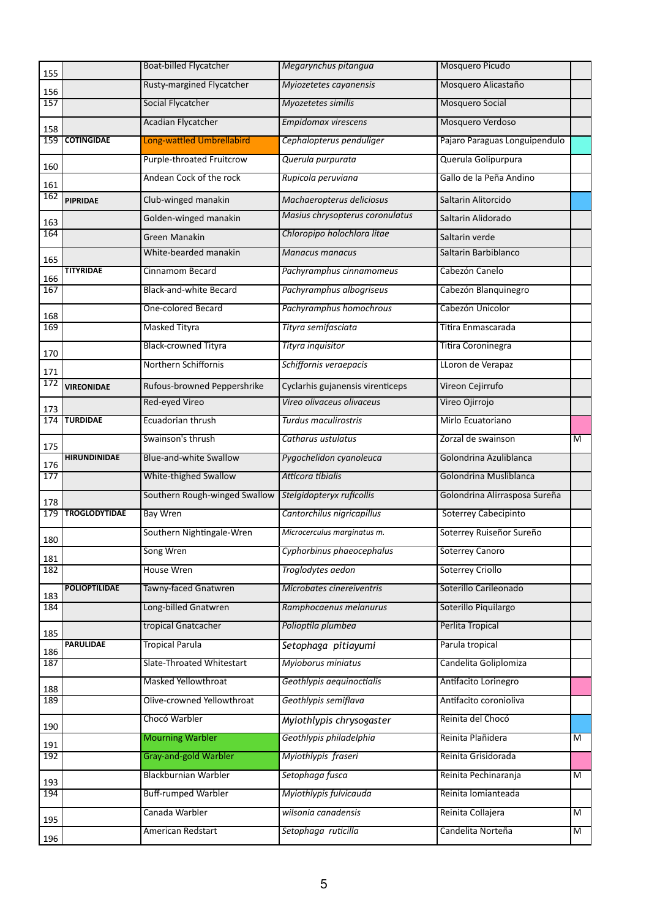| | | | | | |
|---|---|---|---|---|---|
| 155 | | Boat-billed Flycatcher | *Megarynchus pitangua* | Mosquero Picudo | |
| 156 | | Rusty-margined Flycatcher | *Myiozetetes cayanensis* | Mosquero Alicastaño | |
| 157 | | Social Flycatcher | *Myozetetes similis* | Mosquero Social | |
| 158 | | Acadian Flycatcher | *Empidomax virescens* | Mosquero Verdoso | |
| 159 | **COTINGIDAE** | Long-wattled Umbrellabird | *Cephalopterus penduliger* | Pajaro Paraguas Longuipendulo | |
| 160 | | Purple-throated Fruitcrow | *Querula purpurata* | Querula Golipurpura | |
| 161 | | Andean Cock of the rock | *Rupicola peruviana* | Gallo de la Peña Andino | |
| 162 | **PIPRIDAE** | Club-winged manakin | *Machaeropterus deliciosus* | Saltarin Alitorcido | |
| 163 | | Golden-winged manakin | *Masius chrysopterus coronulatus* | Saltarin Alidorado | |
| 164 | | Green Manakin | *Chloropipo holochlora litae* | Saltarin verde | |
| 165 | | White-bearded manakin | *Manacus manacus* | Saltarin Barbiblanco | |
| 166 | **TITYRIDAE** | Cinnamom Becard | *Pachyramphus cinnamomeus* | Cabezón Canelo | |
| 167 | | Black-and-white Becard | *Pachyramphus albogriseus* | Cabezón Blanquinegro | |
| 168 | | One-colored Becard | *Pachyramphus homochrous* | Cabezón Unicolor | |
| 169 | | Masked Tityra | *Tityra semifasciata* | Titira Enmascarada | |
| 170 | | Black-crowned Tityra | *Tityra inquisitor* | Titira Coroninegra | |
| 171 | | Northern Schiffornis | *Schiffornis veraepacis* | LLoron de Verapaz | |
| 172 | **VIREONIDAE** | Rufous-browned Peppershrike | Cyclarhis gujanensis virenticeps | Vireon Cejirrufo | |
| 173 | | Red-eyed Vireo | *Vireo olivaceus olivaceus* | Vireo Ojirrojo | |
| 174 | **TURDIDAE** | Ecuadorian thrush | *Turdus maculirostris* | Mirlo Ecuatoriano | |
| 175 | | Swainson's thrush | *Catharus ustulatus* | Zorzal de swainson | M |
| 176 | **HIRUNDINIDAE** | Blue-and-white Swallow | *Pygochelidon cyanoleuca* | Golondrina Azuliblanca | |
| 177 | | White-thighed Swallow | *Atticora tibialis* | Golondrina Musliblanca | |
| 178 | | Southern Rough-winged Swallow | *Stelgidopteryx ruficollis* | Golondrina Alirrasposa Sureña | |
| 179 | **TROGLODYTIDAE** | Bay Wren | *Cantorchilus nigricapillus* | Soterrey Cabecipinto | |
| 180 | | Southern Nightingale-Wren | *Microcerculus marginatus m.* | Soterrey Ruiseñor Sureño | |
| 181 | | Song Wren | *Cyphorbinus phaeocephalus* | Soterrey Canoro | |
| 182 | | House Wren | *Troglodytes aedon* | Soterrey Criollo | |
| 183 | **POLIOPTILIDAE** | Tawny-faced Gnatwren | *Microbates cinereiventris* | Soterillo Carileonado | |
| 184 | | Long-billed Gnatwren | *Ramphocaenus melanurus* | Soterillo Piquilargo | |
| 185 | | tropical Gnatcacher | *Polioptila plumbea* | Perlita Tropical | |
| 186 | **PARULIDAE** | Tropical Parula | *Setophaga pitiayumi* | Parula tropical | |
| 187 | | Slate-Throated Whitestart | *Myioborus miniatus* | Candelita Goliplomiza | |
| 188 | | Masked Yellowthroat | *Geothlypis aequinoctialis* | Antifacito Lorinegro | |
| 189 | | Olive-crowned Yellowthroat | *Geothlypis semiflava* | Antifacito coronioliva | |
| 190 | | Chocó Warbler | *Myiothlypis chrysogaster* | Reinita del Chocó | |
| 191 | | Mourning Warbler | *Geothlypis philadelphia* | Reinita Plañidera | M |
| 192 | | Gray-and-gold Warbler | *Myiothlypis fraseri* | Reinita Grisidorada | |
| 193 | | Blackburnian Warbler | *Setophaga fusca* | Reinita Pechinaranja | M |
| 194 | | Buff-rumped Warbler | *Myiothlypis fulvicauda* | Reinita lomianteada | |
| 195 | | Canada Warbler | *wilsonia canadensis* | Reinita Collajera | M |
| 196 | | American Redstart | *Setophaga ruticilla* | Candelita Norteña | M |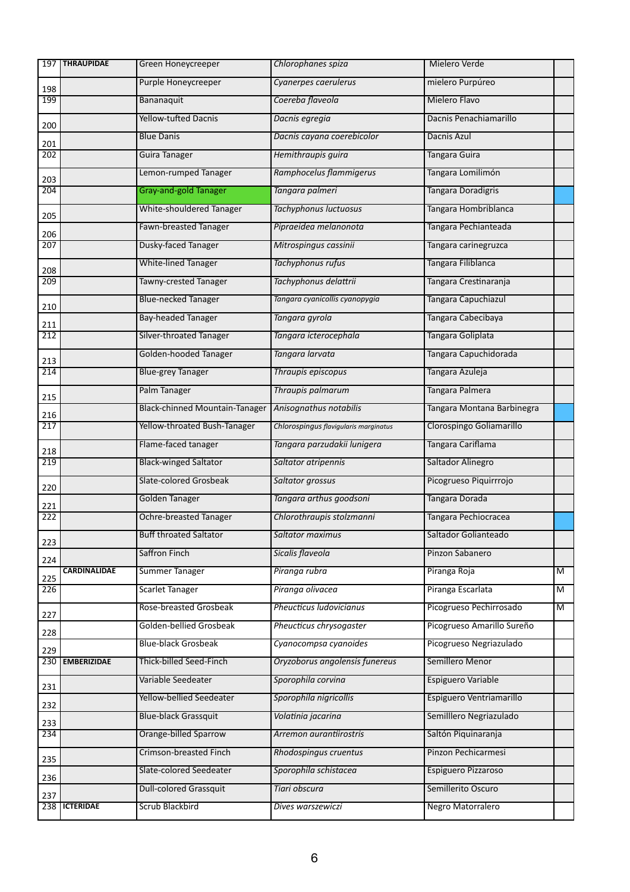| | | | | | |
|---|---|---|---|---|---|
| 197 | THRAUPIDAE | Green Honeycreeper | *Chlorophanes spiza* | Mielero Verde | |
| 198 | | Purple Honeycreeper | *Cyanerpes caerulerus* | mielero Purpúreo | |
| 199 | | Bananaquit | *Coereba flaveola* | Mielero Flavo | |
| 200 | | Yellow-tufted Dacnis | *Dacnis egregia* | Dacnis Penachiamarillo | |
| 201 | | Blue Danis | *Dacnis cayana coerebicolor* | Dacnis Azul | |
| 202 | | Guira Tanager | *Hemithraupis guira* | Tangara Guira | |
| 203 | | Lemon-rumped Tanager | *Ramphocelus flammigerus* | Tangara Lomilimón | |
| 204 | | Gray-and-gold Tanager | *Tangara palmeri* | Tangara Doradigris | |
| 205 | | White-shouldered Tanager | *Tachyphonus luctuosus* | Tangara Hombriblanca | |
| 206 | | Fawn-breasted Tanager | *Pipraeidea melanonota* | Tangara Pechianteada | |
| 207 | | Dusky-faced Tanager | *Mitrospingus cassinii* | Tangara carinegruzca | |
| 208 | | White-lined Tanager | *Tachyphonus rufus* | Tangara Filiblanca | |
| 209 | | Tawny-crested Tanager | *Tachyphonus delattrii* | Tangara Crestinaranja | |
| 210 | | Blue-necked Tanager | *Tangara cyanicollis cyanopygia* | Tangara Capuchiazul | |
| 211 | | Bay-headed Tanager | *Tangara gyrola* | Tangara Cabecibaya | |
| 212 | | Silver-throated Tanager | *Tangara icterocephala* | Tangara Goliplata | |
| 213 | | Golden-hooded Tanager | *Tangara larvata* | Tangara Capuchidorada | |
| 214 | | Blue-grey Tanager | *Thraupis episcopus* | Tangara Azuleja | |
| 215 | | Palm Tanager | *Thraupis palmarum* | Tangara Palmera | |
| 216 | | Black-chinned Mountain-Tanager | *Anisognathus notabilis* | Tangara Montana Barbinegra | |
| 217 | | Yellow-throated Bush-Tanager | *Chlorospingus flavigularis marginatus* | Clorospingo Goliamarillo | |
| 218 | | Flame-faced tanager | *Tangara parzudakii lunigera* | Tangara Cariflama | |
| 219 | | Black-winged Saltator | *Saltator atripennis* | Saltador Alinegro | |
| 220 | | Slate-colored Grosbeak | *Saltator grossus* | Picogrueso Piquirrojo | |
| 221 | | Golden Tanager | *Tangara arthus goodsoni* | Tangara Dorada | |
| 222 | | Ochre-breasted Tanager | *Chlorothraupis stolzmanni* | Tangara Pechiocracea | |
| 223 | | Buff throated Saltator | *Saltator maximus* | Saltador Golianteado | |
| 224 | | Saffron Finch | *Sicalis flaveola* | Pinzon Sabanero | |
| 225 | CARDINALIDAE | Summer Tanager | *Piranga rubra* | Piranga Roja | M |
| 226 | | Scarlet Tanager | *Piranga olivacea* | Piranga Escarlata | M |
| 227 | | Rose-breasted Grosbeak | *Pheucticus ludovicianus* | Picogrueso Pechirrosado | M |
| 228 | | Golden-bellied Grosbeak | *Pheucticus chrysogaster* | Picogrueso Amarillo Sureño | |
| 229 | | Blue-black Grosbeak | *Cyanocompsa cyanoides* | Picogrueso Negriazulado | |
| 230 | EMBERIZIDAE | Thick-billed Seed-Finch | *Oryzoborus angolensis funereus* | Semillero Menor | |
| 231 | | Variable Seedeater | *Sporophila corvina* | Espiguero Variable | |
| 232 | | Yellow-bellied Seedeater | *Sporophila nigricollis* | Espiguero Ventriamarillo | |
| 233 | | Blue-black Grassquit | *Volatinia jacarina* | Semilllero Negriazulado | |
| 234 | | Orange-billed Sparrow | *Arremon aurantiirostris* | Saltón Piquinaranja | |
| 235 | | Crimson-breasted Finch | *Rhodospingus cruentus* | Pinzon Pechicarmesi | |
| 236 | | Slate-colored Seedeater | *Sporophila schistacea* | Espiguero Pizzaroso | |
| 237 | | Dull-colored Grassquit | *Tiari obscura* | Semillerito Oscuro | |
| 238 | ICTERIDAE | Scrub Blackbird | *Dives warszewiczi* | Negro Matorralero | |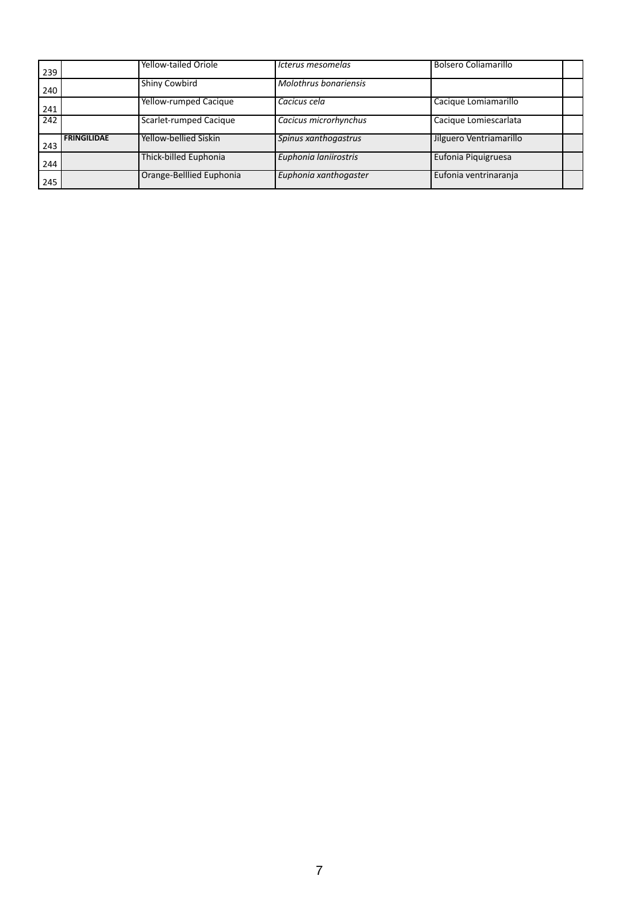| | | | | | |
|---|---|---|---|---|---|
| 239 | | Yellow-tailed Oriole | *Icterus mesomelas* | Bolsero Coliamarillo | |
| 240 | | Shiny Cowbird | *Molothrus bonariensis* | | |
| 241 | | Yellow-rumped Cacique | *Cacicus cela* | Cacique Lomiamarillo | |
| 242 | | Scarlet-rumped Cacique | *Cacicus microrhynchus* | Cacique Lomiescarlata | |
| 243 | **FRINGILIDAE** | Yellow-bellied Siskin | *Spinus xanthogastrus* | Jilguero Ventriamarillo | |
| 244 | | Thick-billed Euphonia | *Euphonia laniirostris* | Eufonia Piquigruesa | |
| 245 | | Orange-Belllied Euphonia | *Euphonia xanthogaster* | Eufonia ventrinaranja | |